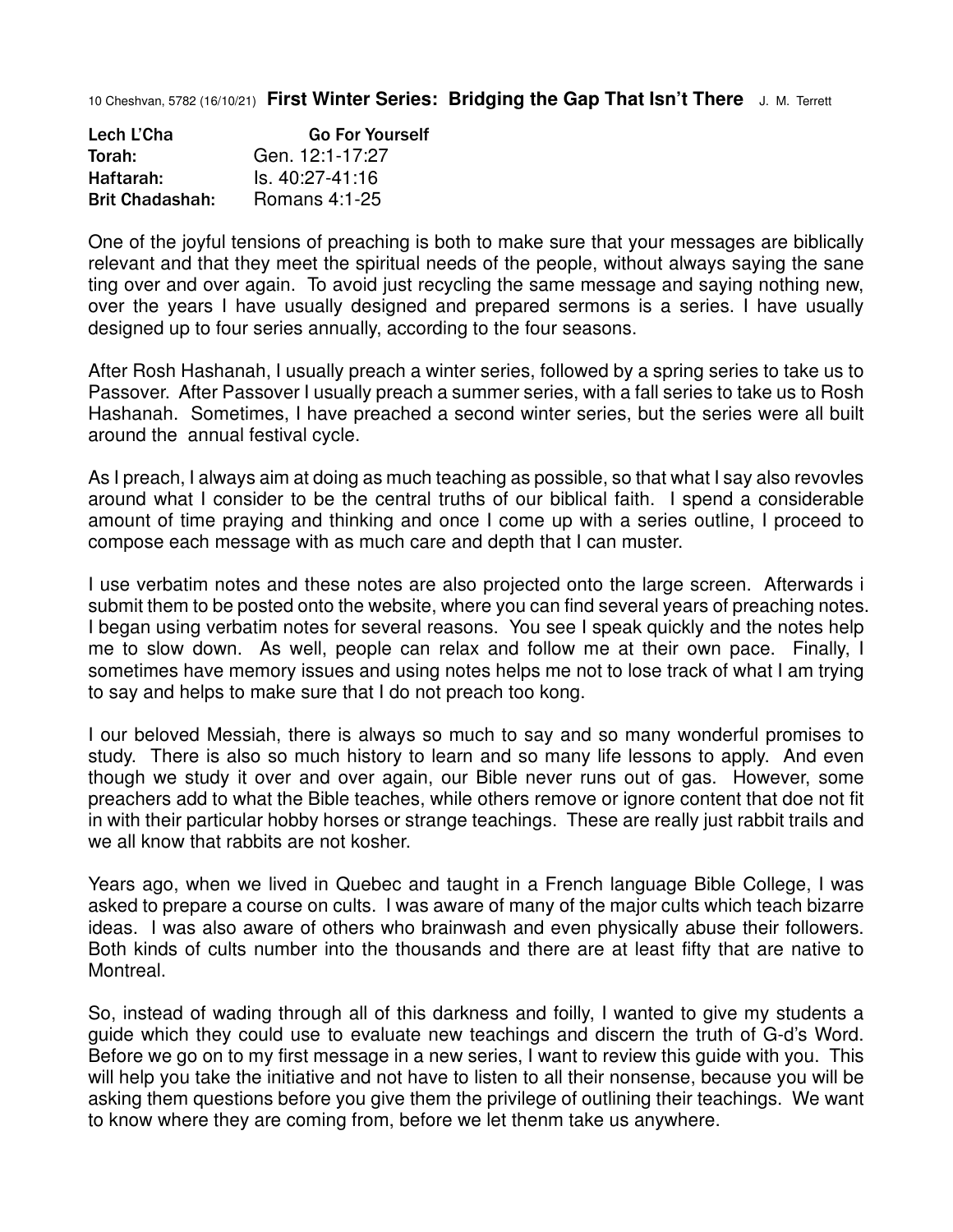10 Cheshvan, 5782 (16/10/21) **First Winter Series: Bridging the Gap That Isn't There** J. M. Terrett

| **Lech L'Cha** | **Go For Yourself** |
|---|---|
| **Torah:** | Gen. 12:1-17:27 |
| **Haftarah:** | Is. 40:27-41:16 |
| **Brit Chadashah:** | Romans 4:1-25 |

One of the joyful tensions of preaching is both to make sure that your messages are biblically relevant and that they meet the spiritual needs of the people, without always saying the sane ting over and over again. To avoid just recycling the same message and saying nothing new, over the years I have usually designed and prepared sermons is a series. I have usually designed up to four series annually, according to the four seasons.

After Rosh Hashanah, I usually preach a winter series, followed by a spring series to take us to Passover. After Passover I usually preach a summer series, with a fall series to take us to Rosh Hashanah. Sometimes, I have preached a second winter series, but the series were all built around the annual festival cycle.

As I preach, I always aim at doing as much teaching as possible, so that what I say also revovles around what I consider to be the central truths of our biblical faith. I spend a considerable amount of time praying and thinking and once I come up with a series outline, I proceed to compose each message with as much care and depth that I can muster.

I use verbatim notes and these notes are also projected onto the large screen. Afterwards i submit them to be posted onto the website, where you can find several years of preaching notes. I began using verbatim notes for several reasons. You see I speak quickly and the notes help me to slow down. As well, people can relax and follow me at their own pace. Finally, I sometimes have memory issues and using notes helps me not to lose track of what I am trying to say and helps to make sure that I do not preach too kong.

I our beloved Messiah, there is always so much to say and so many wonderful promises to study. There is also so much history to learn and so many life lessons to apply. And even though we study it over and over again, our Bible never runs out of gas. However, some preachers add to what the Bible teaches, while others remove or ignore content that doe not fit in with their particular hobby horses or strange teachings. These are really just rabbit trails and we all know that rabbits are not kosher.

Years ago, when we lived in Quebec and taught in a French language Bible College, I was asked to prepare a course on cults. I was aware of many of the major cults which teach bizarre ideas. I was also aware of others who brainwash and even physically abuse their followers. Both kinds of cults number into the thousands and there are at least fifty that are native to Montreal.

So, instead of wading through all of this darkness and foilly, I wanted to give my students a guide which they could use to evaluate new teachings and discern the truth of G-d's Word. Before we go on to my first message in a new series, I want to review this guide with you. This will help you take the initiative and not have to listen to all their nonsense, because you will be asking them questions before you give them the privilege of outlining their teachings. We want to know where they are coming from, before we let thenm take us anywhere.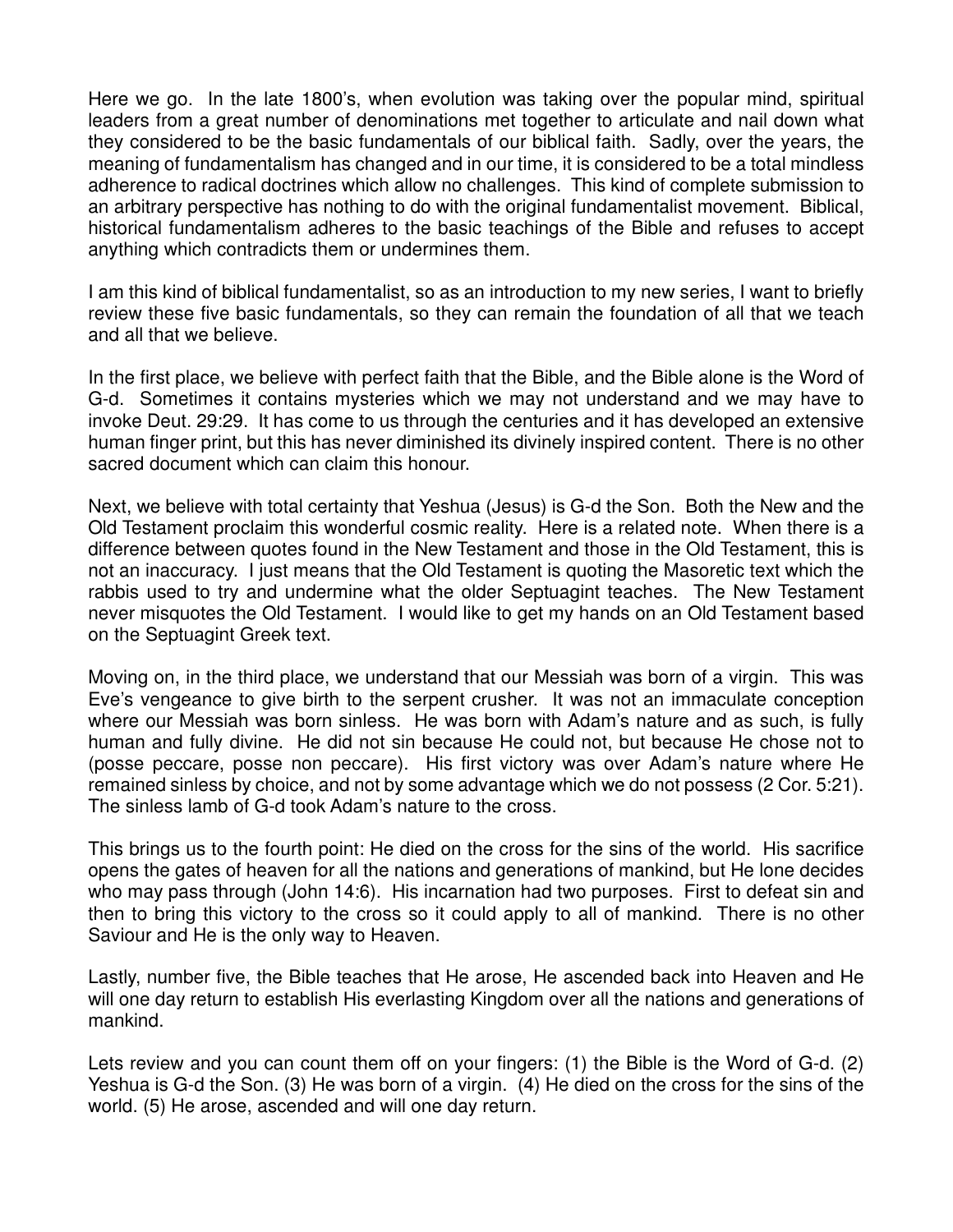Here we go. In the late 1800's, when evolution was taking over the popular mind, spiritual leaders from a great number of denominations met together to articulate and nail down what they considered to be the basic fundamentals of our biblical faith. Sadly, over the years, the meaning of fundamentalism has changed and in our time, it is considered to be a total mindless adherence to radical doctrines which allow no challenges. This kind of complete submission to an arbitrary perspective has nothing to do with the original fundamentalist movement. Biblical, historical fundamentalism adheres to the basic teachings of the Bible and refuses to accept anything which contradicts them or undermines them.

I am this kind of biblical fundamentalist, so as an introduction to my new series, I want to briefly review these five basic fundamentals, so they can remain the foundation of all that we teach and all that we believe.

In the first place, we believe with perfect faith that the Bible, and the Bible alone is the Word of G-d. Sometimes it contains mysteries which we may not understand and we may have to invoke Deut. 29:29. It has come to us through the centuries and it has developed an extensive human finger print, but this has never diminished its divinely inspired content. There is no other sacred document which can claim this honour.

Next, we believe with total certainty that Yeshua (Jesus) is G-d the Son. Both the New and the Old Testament proclaim this wonderful cosmic reality. Here is a related note. When there is a difference between quotes found in the New Testament and those in the Old Testament, this is not an inaccuracy. I just means that the Old Testament is quoting the Masoretic text which the rabbis used to try and undermine what the older Septuagint teaches. The New Testament never misquotes the Old Testament. I would like to get my hands on an Old Testament based on the Septuagint Greek text.

Moving on, in the third place, we understand that our Messiah was born of a virgin. This was Eve's vengeance to give birth to the serpent crusher. It was not an immaculate conception where our Messiah was born sinless. He was born with Adam's nature and as such, is fully human and fully divine. He did not sin because He could not, but because He chose not to (posse peccare, posse non peccare). His first victory was over Adam's nature where He remained sinless by choice, and not by some advantage which we do not possess (2 Cor. 5:21). The sinless lamb of G-d took Adam's nature to the cross.

This brings us to the fourth point: He died on the cross for the sins of the world. His sacrifice opens the gates of heaven for all the nations and generations of mankind, but He lone decides who may pass through (John 14:6). His incarnation had two purposes. First to defeat sin and then to bring this victory to the cross so it could apply to all of mankind. There is no other Saviour and He is the only way to Heaven.

Lastly, number five, the Bible teaches that He arose, He ascended back into Heaven and He will one day return to establish His everlasting Kingdom over all the nations and generations of mankind.

Lets review and you can count them off on your fingers: (1) the Bible is the Word of G-d. (2) Yeshua is G-d the Son. (3) He was born of a virgin. (4) He died on the cross for the sins of the world. (5) He arose, ascended and will one day return.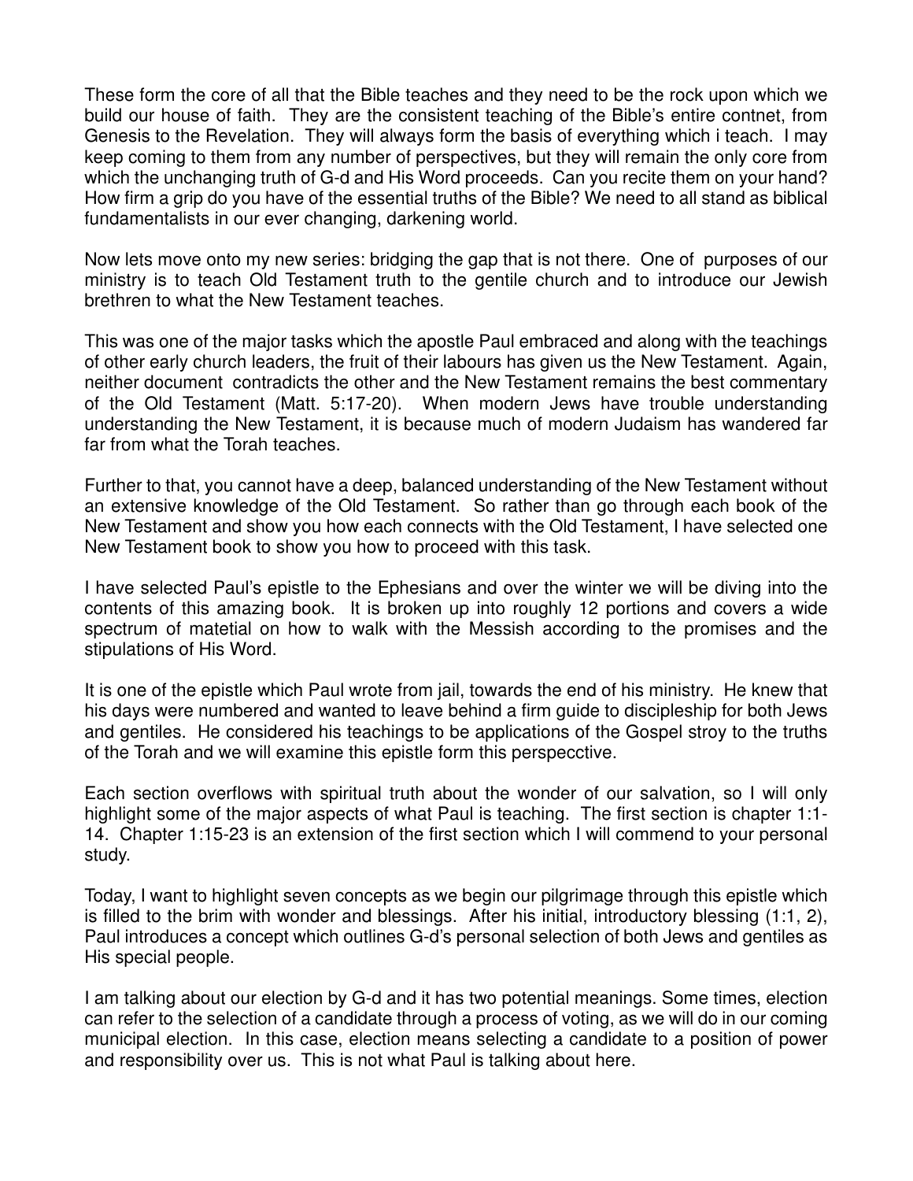These form the core of all that the Bible teaches and they need to be the rock upon which we build our house of faith. They are the consistent teaching of the Bible's entire contnet, from Genesis to the Revelation. They will always form the basis of everything which i teach. I may keep coming to them from any number of perspectives, but they will remain the only core from which the unchanging truth of G-d and His Word proceeds. Can you recite them on your hand? How firm a grip do you have of the essential truths of the Bible? We need to all stand as biblical fundamentalists in our ever changing, darkening world.

Now lets move onto my new series: bridging the gap that is not there. One of purposes of our ministry is to teach Old Testament truth to the gentile church and to introduce our Jewish brethren to what the New Testament teaches.

This was one of the major tasks which the apostle Paul embraced and along with the teachings of other early church leaders, the fruit of their labours has given us the New Testament. Again, neither document contradicts the other and the New Testament remains the best commentary of the Old Testament (Matt. 5:17-20). When modern Jews have trouble understanding understanding the New Testament, it is because much of modern Judaism has wandered far far from what the Torah teaches.

Further to that, you cannot have a deep, balanced understanding of the New Testament without an extensive knowledge of the Old Testament. So rather than go through each book of the New Testament and show you how each connects with the Old Testament, I have selected one New Testament book to show you how to proceed with this task.

I have selected Paul's epistle to the Ephesians and over the winter we will be diving into the contents of this amazing book. It is broken up into roughly 12 portions and covers a wide spectrum of matetial on how to walk with the Messish according to the promises and the stipulations of His Word.

It is one of the epistle which Paul wrote from jail, towards the end of his ministry. He knew that his days were numbered and wanted to leave behind a firm guide to discipleship for both Jews and gentiles. He considered his teachings to be applications of the Gospel stroy to the truths of the Torah and we will examine this epistle form this perspecctive.

Each section overflows with spiritual truth about the wonder of our salvation, so I will only highlight some of the major aspects of what Paul is teaching. The first section is chapter 1:1-14. Chapter 1:15-23 is an extension of the first section which I will commend to your personal study.

Today, I want to highlight seven concepts as we begin our pilgrimage through this epistle which is filled to the brim with wonder and blessings. After his initial, introductory blessing (1:1, 2), Paul introduces a concept which outlines G-d's personal selection of both Jews and gentiles as His special people.

I am talking about our election by G-d and it has two potential meanings. Some times, election can refer to the selection of a candidate through a process of voting, as we will do in our coming municipal election. In this case, election means selecting a candidate to a position of power and responsibility over us. This is not what Paul is talking about here.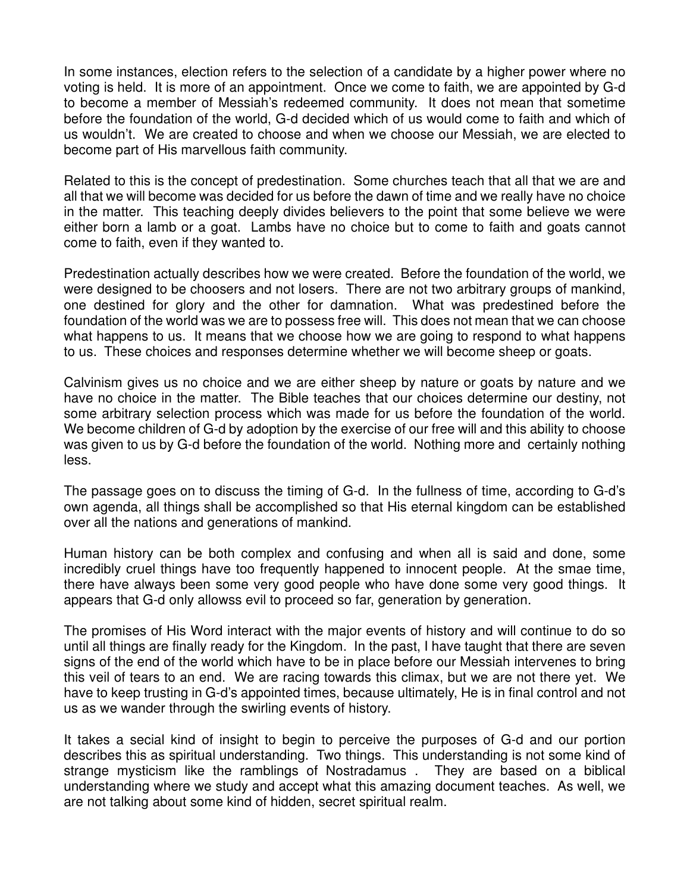In some instances, election refers to the selection of a candidate by a higher power where no voting is held. It is more of an appointment. Once we come to faith, we are appointed by G-d to become a member of Messiah's redeemed community. It does not mean that sometime before the foundation of the world, G-d decided which of us would come to faith and which of us wouldn't. We are created to choose and when we choose our Messiah, we are elected to become part of His marvellous faith community.

Related to this is the concept of predestination. Some churches teach that all that we are and all that we will become was decided for us before the dawn of time and we really have no choice in the matter. This teaching deeply divides believers to the point that some believe we were either born a lamb or a goat. Lambs have no choice but to come to faith and goats cannot come to faith, even if they wanted to.

Predestination actually describes how we were created. Before the foundation of the world, we were designed to be choosers and not losers. There are not two arbitrary groups of mankind, one destined for glory and the other for damnation. What was predestined before the foundation of the world was we are to possess free will. This does not mean that we can choose what happens to us. It means that we choose how we are going to respond to what happens to us. These choices and responses determine whether we will become sheep or goats.

Calvinism gives us no choice and we are either sheep by nature or goats by nature and we have no choice in the matter. The Bible teaches that our choices determine our destiny, not some arbitrary selection process which was made for us before the foundation of the world. We become children of G-d by adoption by the exercise of our free will and this ability to choose was given to us by G-d before the foundation of the world. Nothing more and certainly nothing less.

The passage goes on to discuss the timing of G-d. In the fullness of time, according to G-d's own agenda, all things shall be accomplished so that His eternal kingdom can be established over all the nations and generations of mankind.

Human history can be both complex and confusing and when all is said and done, some incredibly cruel things have too frequently happened to innocent people. At the smae time, there have always been some very good people who have done some very good things. It appears that G-d only allowss evil to proceed so far, generation by generation.

The promises of His Word interact with the major events of history and will continue to do so until all things are finally ready for the Kingdom. In the past, I have taught that there are seven signs of the end of the world which have to be in place before our Messiah intervenes to bring this veil of tears to an end. We are racing towards this climax, but we are not there yet. We have to keep trusting in G-d's appointed times, because ultimately, He is in final control and not us as we wander through the swirling events of history.

It takes a secial kind of insight to begin to perceive the purposes of G-d and our portion describes this as spiritual understanding. Two things. This understanding is not some kind of strange mysticism like the ramblings of Nostradamus . They are based on a biblical understanding where we study and accept what this amazing document teaches. As well, we are not talking about some kind of hidden, secret spiritual realm.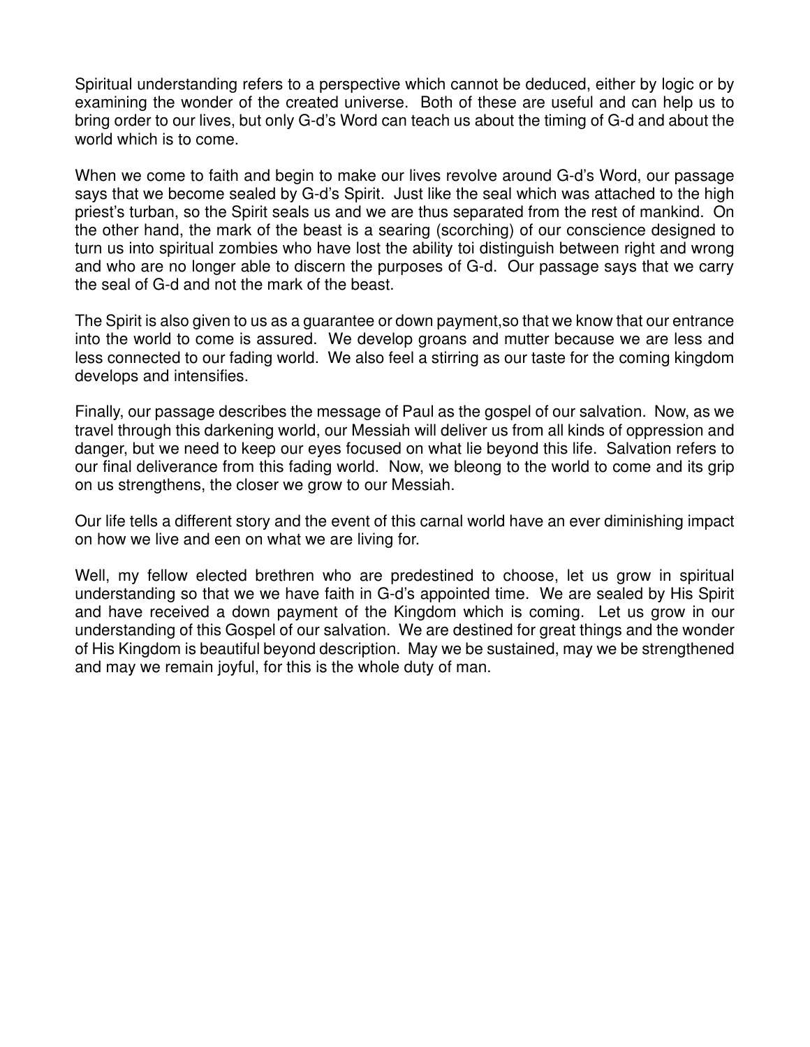Spiritual understanding refers to a perspective which cannot be deduced, either by logic or by examining the wonder of the created universe. Both of these are useful and can help us to bring order to our lives, but only G-d's Word can teach us about the timing of G-d and about the world which is to come.

When we come to faith and begin to make our lives revolve around G-d's Word, our passage says that we become sealed by G-d's Spirit. Just like the seal which was attached to the high priest's turban, so the Spirit seals us and we are thus separated from the rest of mankind. On the other hand, the mark of the beast is a searing (scorching) of our conscience designed to turn us into spiritual zombies who have lost the ability toi distinguish between right and wrong and who are no longer able to discern the purposes of G-d. Our passage says that we carry the seal of G-d and not the mark of the beast.

The Spirit is also given to us as a guarantee or down payment,so that we know that our entrance into the world to come is assured. We develop groans and mutter because we are less and less connected to our fading world. We also feel a stirring as our taste for the coming kingdom develops and intensifies.

Finally, our passage describes the message of Paul as the gospel of our salvation. Now, as we travel through this darkening world, our Messiah will deliver us from all kinds of oppression and danger, but we need to keep our eyes focused on what lie beyond this life. Salvation refers to our final deliverance from this fading world. Now, we bleong to the world to come and its grip on us strengthens, the closer we grow to our Messiah.

Our life tells a different story and the event of this carnal world have an ever diminishing impact on how we live and een on what we are living for.

Well, my fellow elected brethren who are predestined to choose, let us grow in spiritual understanding so that we we have faith in G-d's appointed time. We are sealed by His Spirit and have received a down payment of the Kingdom which is coming. Let us grow in our understanding of this Gospel of our salvation. We are destined for great things and the wonder of His Kingdom is beautiful beyond description. May we be sustained, may we be strengthened and may we remain joyful, for this is the whole duty of man.